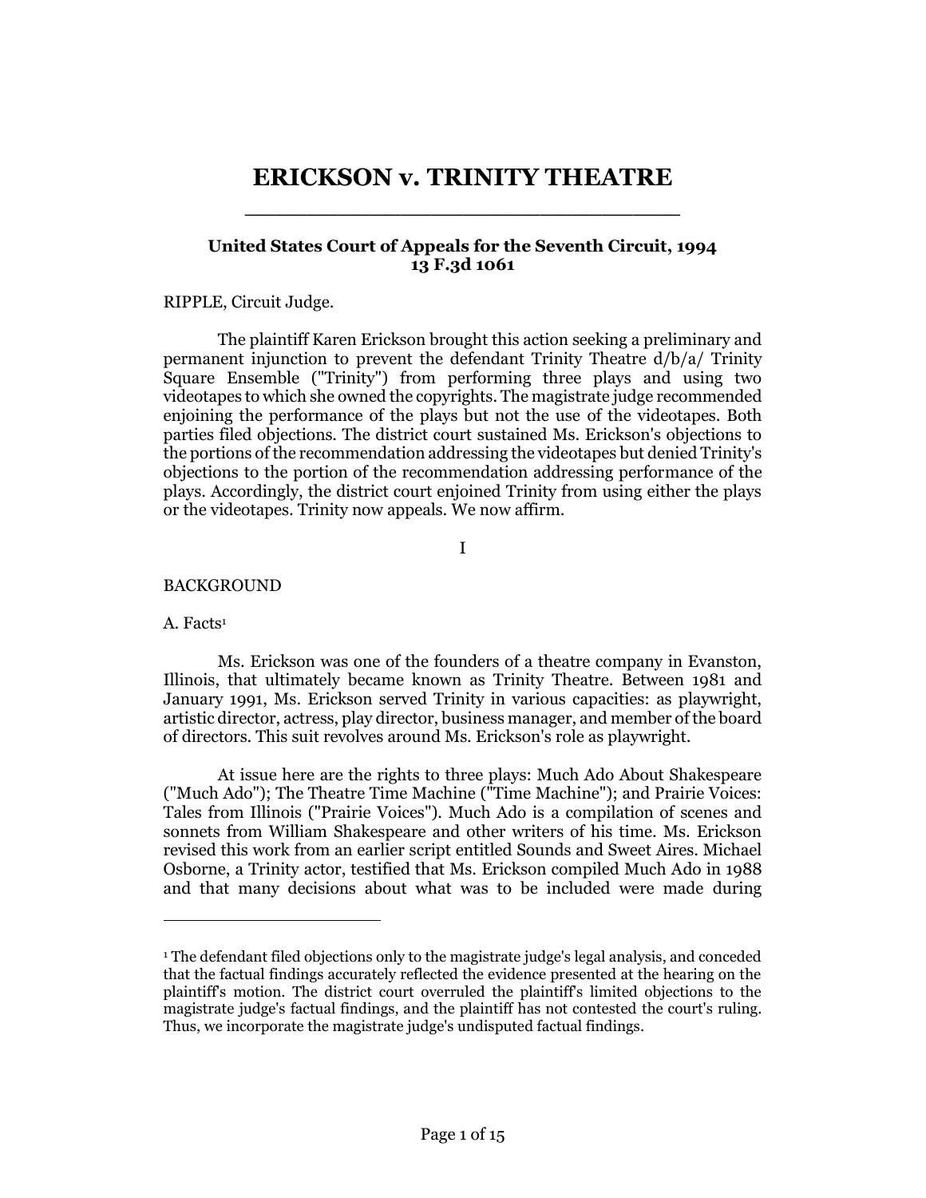# ERICKSON v. TRINITY THEATRE

**United States Court of Appeals for the Seventh Circuit, 1994**
**13 F.3d 1061**

RIPPLE, Circuit Judge.

The plaintiff Karen Erickson brought this action seeking a preliminary and permanent injunction to prevent the defendant Trinity Theatre d/b/a/ Trinity Square Ensemble ("Trinity") from performing three plays and using two videotapes to which she owned the copyrights. The magistrate judge recommended enjoining the performance of the plays but not the use of the videotapes. Both parties filed objections. The district court sustained Ms. Erickson's objections to the portions of the recommendation addressing the videotapes but denied Trinity's objections to the portion of the recommendation addressing performance of the plays. Accordingly, the district court enjoined Trinity from using either the plays or the videotapes. Trinity now appeals. We now affirm.

I

BACKGROUND

A. Facts[1]

Ms. Erickson was one of the founders of a theatre company in Evanston, Illinois, that ultimately became known as Trinity Theatre. Between 1981 and January 1991, Ms. Erickson served Trinity in various capacities: as playwright, artistic director, actress, play director, business manager, and member of the board of directors. This suit revolves around Ms. Erickson's role as playwright.

At issue here are the rights to three plays: Much Ado About Shakespeare ("Much Ado"); The Theatre Time Machine ("Time Machine"); and Prairie Voices: Tales from Illinois ("Prairie Voices"). Much Ado is a compilation of scenes and sonnets from William Shakespeare and other writers of his time. Ms. Erickson revised this work from an earlier script entitled Sounds and Sweet Aires. Michael Osborne, a Trinity actor, testified that Ms. Erickson compiled Much Ado in 1988 and that many decisions about what was to be included were made during

---

[1] The defendant filed objections only to the magistrate judge's legal analysis, and conceded that the factual findings accurately reflected the evidence presented at the hearing on the plaintiff's motion. The district court overruled the plaintiff's limited objections to the magistrate judge's factual findings, and the plaintiff has not contested the court's ruling. Thus, we incorporate the magistrate judge's undisputed factual findings.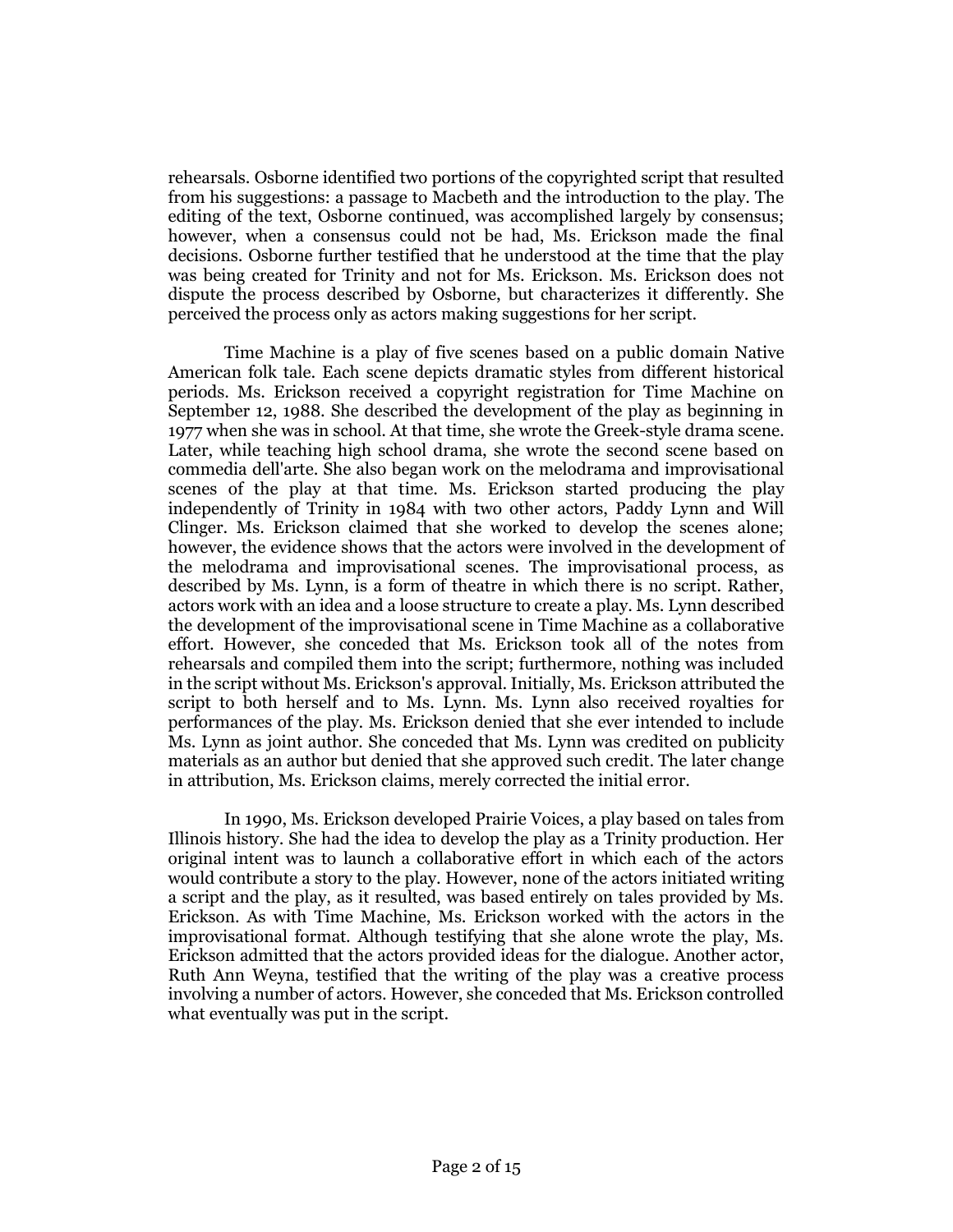rehearsals. Osborne identified two portions of the copyrighted script that resulted from his suggestions: a passage to Macbeth and the introduction to the play. The editing of the text, Osborne continued, was accomplished largely by consensus; however, when a consensus could not be had, Ms. Erickson made the final decisions. Osborne further testified that he understood at the time that the play was being created for Trinity and not for Ms. Erickson. Ms. Erickson does not dispute the process described by Osborne, but characterizes it differently. She perceived the process only as actors making suggestions for her script.

Time Machine is a play of five scenes based on a public domain Native American folk tale. Each scene depicts dramatic styles from different historical periods. Ms. Erickson received a copyright registration for Time Machine on September 12, 1988. She described the development of the play as beginning in 1977 when she was in school. At that time, she wrote the Greek-style drama scene. Later, while teaching high school drama, she wrote the second scene based on commedia dell'arte. She also began work on the melodrama and improvisational scenes of the play at that time. Ms. Erickson started producing the play independently of Trinity in 1984 with two other actors, Paddy Lynn and Will Clinger. Ms. Erickson claimed that she worked to develop the scenes alone; however, the evidence shows that the actors were involved in the development of the melodrama and improvisational scenes. The improvisational process, as described by Ms. Lynn, is a form of theatre in which there is no script. Rather, actors work with an idea and a loose structure to create a play. Ms. Lynn described the development of the improvisational scene in Time Machine as a collaborative effort. However, she conceded that Ms. Erickson took all of the notes from rehearsals and compiled them into the script; furthermore, nothing was included in the script without Ms. Erickson's approval. Initially, Ms. Erickson attributed the script to both herself and to Ms. Lynn. Ms. Lynn also received royalties for performances of the play. Ms. Erickson denied that she ever intended to include Ms. Lynn as joint author. She conceded that Ms. Lynn was credited on publicity materials as an author but denied that she approved such credit. The later change in attribution, Ms. Erickson claims, merely corrected the initial error.

In 1990, Ms. Erickson developed Prairie Voices, a play based on tales from Illinois history. She had the idea to develop the play as a Trinity production. Her original intent was to launch a collaborative effort in which each of the actors would contribute a story to the play. However, none of the actors initiated writing a script and the play, as it resulted, was based entirely on tales provided by Ms. Erickson. As with Time Machine, Ms. Erickson worked with the actors in the improvisational format. Although testifying that she alone wrote the play, Ms. Erickson admitted that the actors provided ideas for the dialogue. Another actor, Ruth Ann Weyna, testified that the writing of the play was a creative process involving a number of actors. However, she conceded that Ms. Erickson controlled what eventually was put in the script.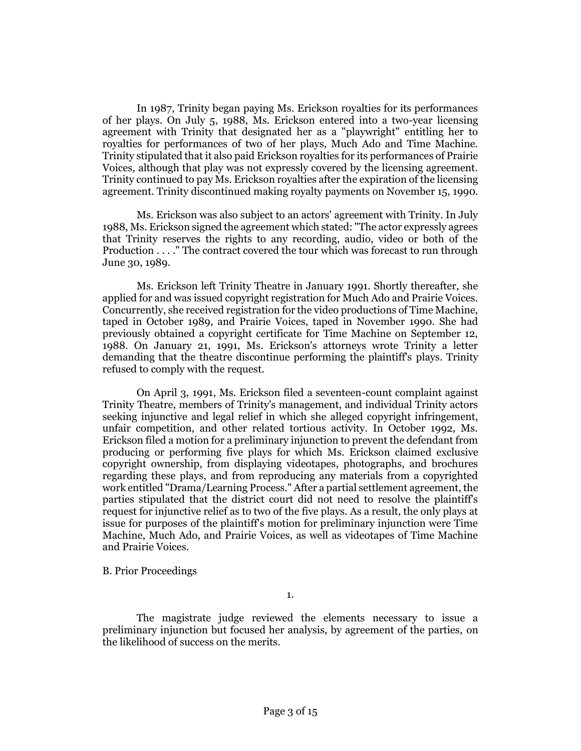In 1987, Trinity began paying Ms. Erickson royalties for its performances of her plays. On July 5, 1988, Ms. Erickson entered into a two-year licensing agreement with Trinity that designated her as a "playwright" entitling her to royalties for performances of two of her plays, Much Ado and Time Machine. Trinity stipulated that it also paid Erickson royalties for its performances of Prairie Voices, although that play was not expressly covered by the licensing agreement. Trinity continued to pay Ms. Erickson royalties after the expiration of the licensing agreement. Trinity discontinued making royalty payments on November 15, 1990.

Ms. Erickson was also subject to an actors' agreement with Trinity. In July 1988, Ms. Erickson signed the agreement which stated: "The actor expressly agrees that Trinity reserves the rights to any recording, audio, video or both of the Production . . . ." The contract covered the tour which was forecast to run through June 30, 1989.

Ms. Erickson left Trinity Theatre in January 1991. Shortly thereafter, she applied for and was issued copyright registration for Much Ado and Prairie Voices. Concurrently, she received registration for the video productions of Time Machine, taped in October 1989, and Prairie Voices, taped in November 1990. She had previously obtained a copyright certificate for Time Machine on September 12, 1988. On January 21, 1991, Ms. Erickson's attorneys wrote Trinity a letter demanding that the theatre discontinue performing the plaintiff's plays. Trinity refused to comply with the request.

On April 3, 1991, Ms. Erickson filed a seventeen-count complaint against Trinity Theatre, members of Trinity's management, and individual Trinity actors seeking injunctive and legal relief in which she alleged copyright infringement, unfair competition, and other related tortious activity. In October 1992, Ms. Erickson filed a motion for a preliminary injunction to prevent the defendant from producing or performing five plays for which Ms. Erickson claimed exclusive copyright ownership, from displaying videotapes, photographs, and brochures regarding these plays, and from reproducing any materials from a copyrighted work entitled "Drama/Learning Process." After a partial settlement agreement, the parties stipulated that the district court did not need to resolve the plaintiff's request for injunctive relief as to two of the five plays. As a result, the only plays at issue for purposes of the plaintiff's motion for preliminary injunction were Time Machine, Much Ado, and Prairie Voices, as well as videotapes of Time Machine and Prairie Voices.

B. Prior Proceedings

1.

The magistrate judge reviewed the elements necessary to issue a preliminary injunction but focused her analysis, by agreement of the parties, on the likelihood of success on the merits.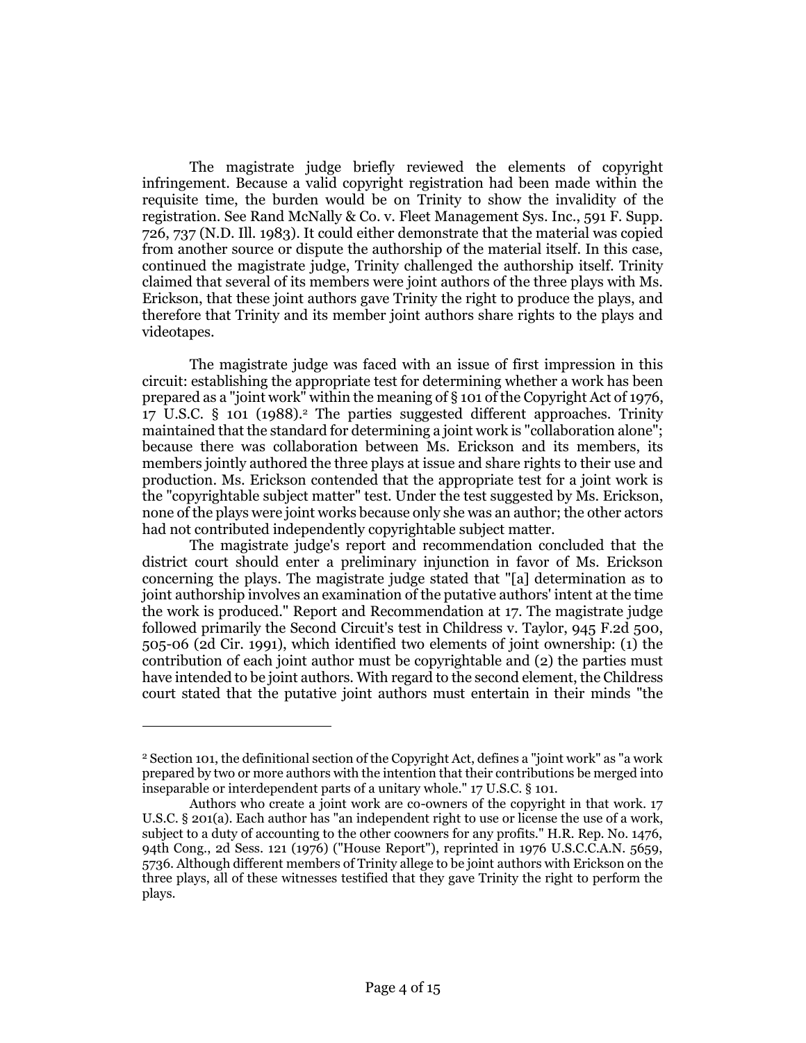The magistrate judge briefly reviewed the elements of copyright infringement. Because a valid copyright registration had been made within the requisite time, the burden would be on Trinity to show the invalidity of the registration. See Rand McNally & Co. v. Fleet Management Sys. Inc., 591 F. Supp. 726, 737 (N.D. Ill. 1983). It could either demonstrate that the material was copied from another source or dispute the authorship of the material itself. In this case, continued the magistrate judge, Trinity challenged the authorship itself. Trinity claimed that several of its members were joint authors of the three plays with Ms. Erickson, that these joint authors gave Trinity the right to produce the plays, and therefore that Trinity and its member joint authors share rights to the plays and videotapes.

The magistrate judge was faced with an issue of first impression in this circuit: establishing the appropriate test for determining whether a work has been prepared as a "joint work" within the meaning of § 101 of the Copyright Act of 1976, 17 U.S.C. § 101 (1988).[2] The parties suggested different approaches. Trinity maintained that the standard for determining a joint work is "collaboration alone"; because there was collaboration between Ms. Erickson and its members, its members jointly authored the three plays at issue and share rights to their use and production. Ms. Erickson contended that the appropriate test for a joint work is the "copyrightable subject matter" test. Under the test suggested by Ms. Erickson, none of the plays were joint works because only she was an author; the other actors had not contributed independently copyrightable subject matter.

The magistrate judge's report and recommendation concluded that the district court should enter a preliminary injunction in favor of Ms. Erickson concerning the plays. The magistrate judge stated that "[a] determination as to joint authorship involves an examination of the putative authors' intent at the time the work is produced." Report and Recommendation at 17. The magistrate judge followed primarily the Second Circuit's test in Childress v. Taylor, 945 F.2d 500, 505-06 (2d Cir. 1991), which identified two elements of joint ownership: (1) the contribution of each joint author must be copyrightable and (2) the parties must have intended to be joint authors. With regard to the second element, the Childress court stated that the putative joint authors must entertain in their minds "the

---

[2] Section 101, the definitional section of the Copyright Act, defines a "joint work" as "a work prepared by two or more authors with the intention that their contributions be merged into inseparable or interdependent parts of a unitary whole." 17 U.S.C. § 101.

Authors who create a joint work are co-owners of the copyright in that work. 17 U.S.C. § 201(a). Each author has "an independent right to use or license the use of a work, subject to a duty of accounting to the other coowners for any profits." H.R. Rep. No. 1476, 94th Cong., 2d Sess. 121 (1976) ("House Report"), reprinted in 1976 U.S.C.C.A.N. 5659, 5736. Although different members of Trinity allege to be joint authors with Erickson on the three plays, all of these witnesses testified that they gave Trinity the right to perform the plays.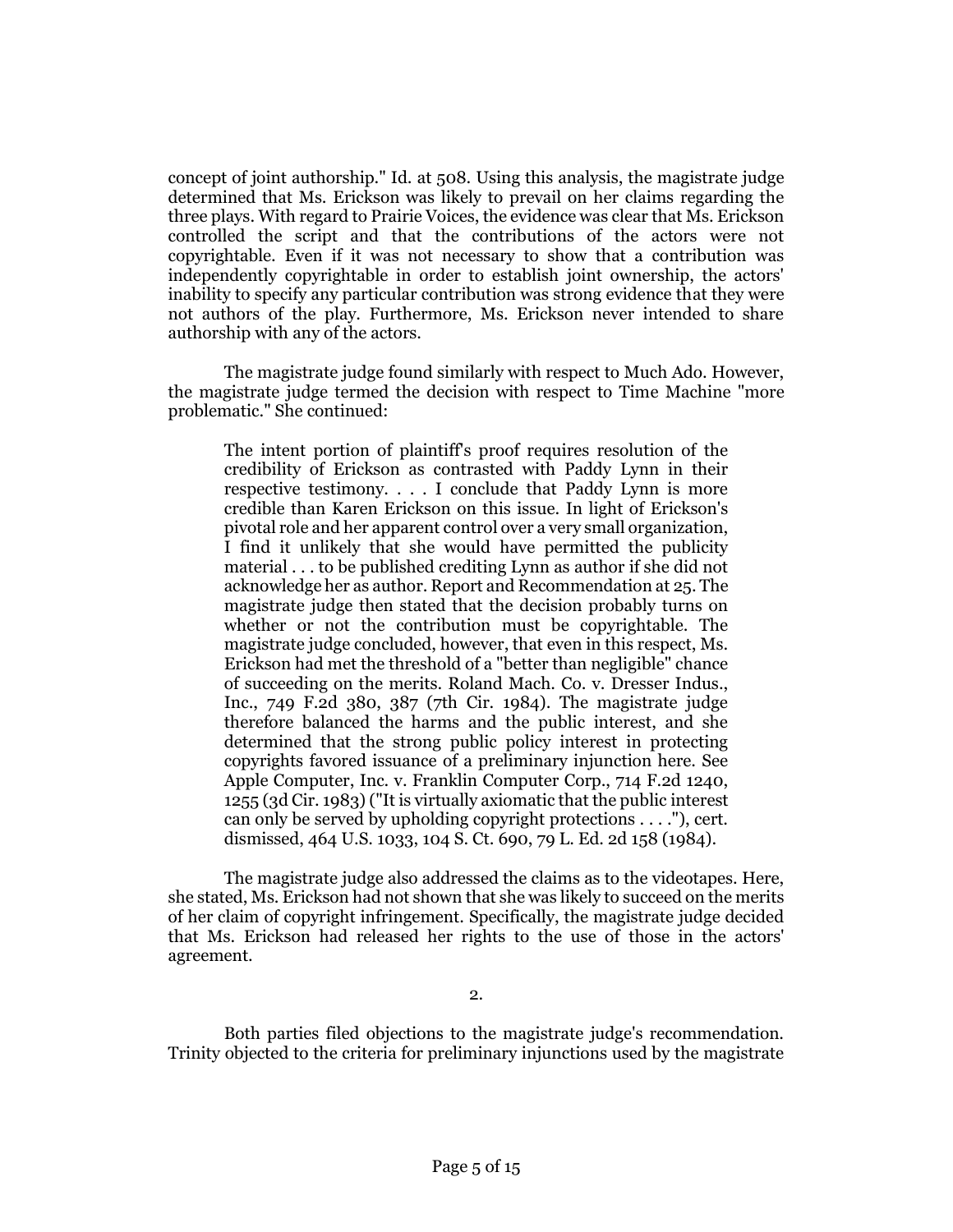concept of joint authorship." Id. at 508. Using this analysis, the magistrate judge determined that Ms. Erickson was likely to prevail on her claims regarding the three plays. With regard to Prairie Voices, the evidence was clear that Ms. Erickson controlled the script and that the contributions of the actors were not copyrightable. Even if it was not necessary to show that a contribution was independently copyrightable in order to establish joint ownership, the actors' inability to specify any particular contribution was strong evidence that they were not authors of the play. Furthermore, Ms. Erickson never intended to share authorship with any of the actors.

The magistrate judge found similarly with respect to Much Ado. However, the magistrate judge termed the decision with respect to Time Machine "more problematic." She continued:

> The intent portion of plaintiff's proof requires resolution of the credibility of Erickson as contrasted with Paddy Lynn in their respective testimony. . . . I conclude that Paddy Lynn is more credible than Karen Erickson on this issue. In light of Erickson's pivotal role and her apparent control over a very small organization, I find it unlikely that she would have permitted the publicity material . . . to be published crediting Lynn as author if she did not acknowledge her as author. Report and Recommendation at 25. The magistrate judge then stated that the decision probably turns on whether or not the contribution must be copyrightable. The magistrate judge concluded, however, that even in this respect, Ms. Erickson had met the threshold of a "better than negligible" chance of succeeding on the merits. Roland Mach. Co. v. Dresser Indus., Inc., 749 F.2d 380, 387 (7th Cir. 1984). The magistrate judge therefore balanced the harms and the public interest, and she determined that the strong public policy interest in protecting copyrights favored issuance of a preliminary injunction here. See Apple Computer, Inc. v. Franklin Computer Corp., 714 F.2d 1240, 1255 (3d Cir. 1983) ("It is virtually axiomatic that the public interest can only be served by upholding copyright protections . . . ."), cert. dismissed, 464 U.S. 1033, 104 S. Ct. 690, 79 L. Ed. 2d 158 (1984).

The magistrate judge also addressed the claims as to the videotapes. Here, she stated, Ms. Erickson had not shown that she was likely to succeed on the merits of her claim of copyright infringement. Specifically, the magistrate judge decided that Ms. Erickson had released her rights to the use of those in the actors' agreement.

2.

Both parties filed objections to the magistrate judge's recommendation. Trinity objected to the criteria for preliminary injunctions used by the magistrate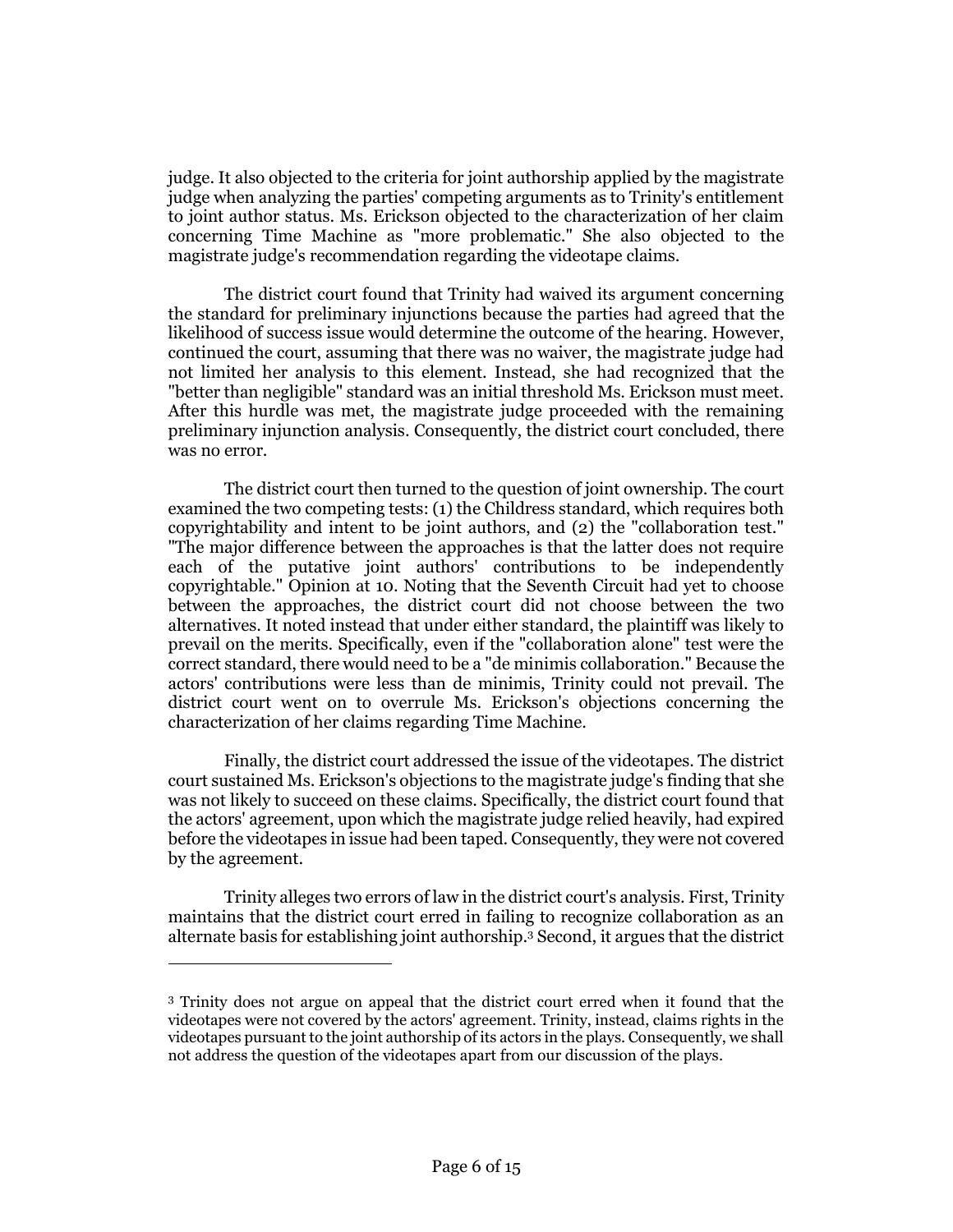judge. It also objected to the criteria for joint authorship applied by the magistrate judge when analyzing the parties' competing arguments as to Trinity's entitlement to joint author status. Ms. Erickson objected to the characterization of her claim concerning Time Machine as "more problematic." She also objected to the magistrate judge's recommendation regarding the videotape claims.

The district court found that Trinity had waived its argument concerning the standard for preliminary injunctions because the parties had agreed that the likelihood of success issue would determine the outcome of the hearing. However, continued the court, assuming that there was no waiver, the magistrate judge had not limited her analysis to this element. Instead, she had recognized that the "better than negligible" standard was an initial threshold Ms. Erickson must meet. After this hurdle was met, the magistrate judge proceeded with the remaining preliminary injunction analysis. Consequently, the district court concluded, there was no error.

The district court then turned to the question of joint ownership. The court examined the two competing tests: (1) the Childress standard, which requires both copyrightability and intent to be joint authors, and (2) the "collaboration test." "The major difference between the approaches is that the latter does not require each of the putative joint authors' contributions to be independently copyrightable." Opinion at 10. Noting that the Seventh Circuit had yet to choose between the approaches, the district court did not choose between the two alternatives. It noted instead that under either standard, the plaintiff was likely to prevail on the merits. Specifically, even if the "collaboration alone" test were the correct standard, there would need to be a "de minimis collaboration." Because the actors' contributions were less than de minimis, Trinity could not prevail. The district court went on to overrule Ms. Erickson's objections concerning the characterization of her claims regarding Time Machine.

Finally, the district court addressed the issue of the videotapes. The district court sustained Ms. Erickson's objections to the magistrate judge's finding that she was not likely to succeed on these claims. Specifically, the district court found that the actors' agreement, upon which the magistrate judge relied heavily, had expired before the videotapes in issue had been taped. Consequently, they were not covered by the agreement.

Trinity alleges two errors of law in the district court's analysis. First, Trinity maintains that the district court erred in failing to recognize collaboration as an alternate basis for establishing joint authorship.[3] Second, it argues that the district

---

[3] Trinity does not argue on appeal that the district court erred when it found that the videotapes were not covered by the actors' agreement. Trinity, instead, claims rights in the videotapes pursuant to the joint authorship of its actors in the plays. Consequently, we shall not address the question of the videotapes apart from our discussion of the plays.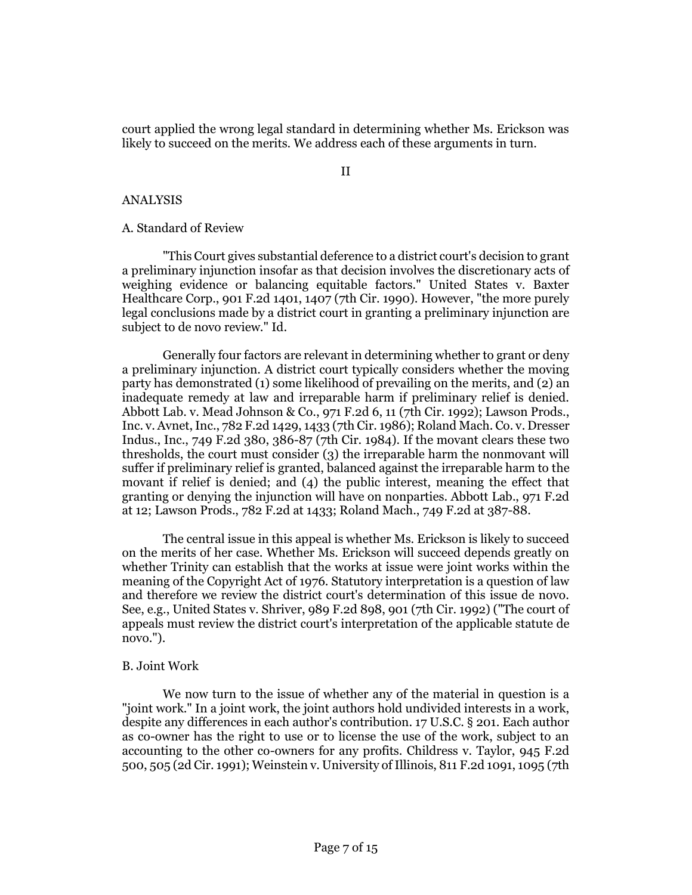court applied the wrong legal standard in determining whether Ms. Erickson was likely to succeed on the merits. We address each of these arguments in turn.

## II

## ANALYSIS

### A. Standard of Review

"This Court gives substantial deference to a district court's decision to grant a preliminary injunction insofar as that decision involves the discretionary acts of weighing evidence or balancing equitable factors." United States v. Baxter Healthcare Corp., 901 F.2d 1401, 1407 (7th Cir. 1990). However, "the more purely legal conclusions made by a district court in granting a preliminary injunction are subject to de novo review." Id.

Generally four factors are relevant in determining whether to grant or deny a preliminary injunction. A district court typically considers whether the moving party has demonstrated (1) some likelihood of prevailing on the merits, and (2) an inadequate remedy at law and irreparable harm if preliminary relief is denied. Abbott Lab. v. Mead Johnson & Co., 971 F.2d 6, 11 (7th Cir. 1992); Lawson Prods., Inc. v. Avnet, Inc., 782 F.2d 1429, 1433 (7th Cir. 1986); Roland Mach. Co. v. Dresser Indus., Inc., 749 F.2d 380, 386-87 (7th Cir. 1984). If the movant clears these two thresholds, the court must consider (3) the irreparable harm the nonmovant will suffer if preliminary relief is granted, balanced against the irreparable harm to the movant if relief is denied; and (4) the public interest, meaning the effect that granting or denying the injunction will have on nonparties. Abbott Lab., 971 F.2d at 12; Lawson Prods., 782 F.2d at 1433; Roland Mach., 749 F.2d at 387-88.

The central issue in this appeal is whether Ms. Erickson is likely to succeed on the merits of her case. Whether Ms. Erickson will succeed depends greatly on whether Trinity can establish that the works at issue were joint works within the meaning of the Copyright Act of 1976. Statutory interpretation is a question of law and therefore we review the district court's determination of this issue de novo. See, e.g., United States v. Shriver, 989 F.2d 898, 901 (7th Cir. 1992) ("The court of appeals must review the district court's interpretation of the applicable statute de novo.").

### B. Joint Work

We now turn to the issue of whether any of the material in question is a "joint work." In a joint work, the joint authors hold undivided interests in a work, despite any differences in each author's contribution. 17 U.S.C. § 201. Each author as co-owner has the right to use or to license the use of the work, subject to an accounting to the other co-owners for any profits. Childress v. Taylor, 945 F.2d 500, 505 (2d Cir. 1991); Weinstein v. University of Illinois, 811 F.2d 1091, 1095 (7th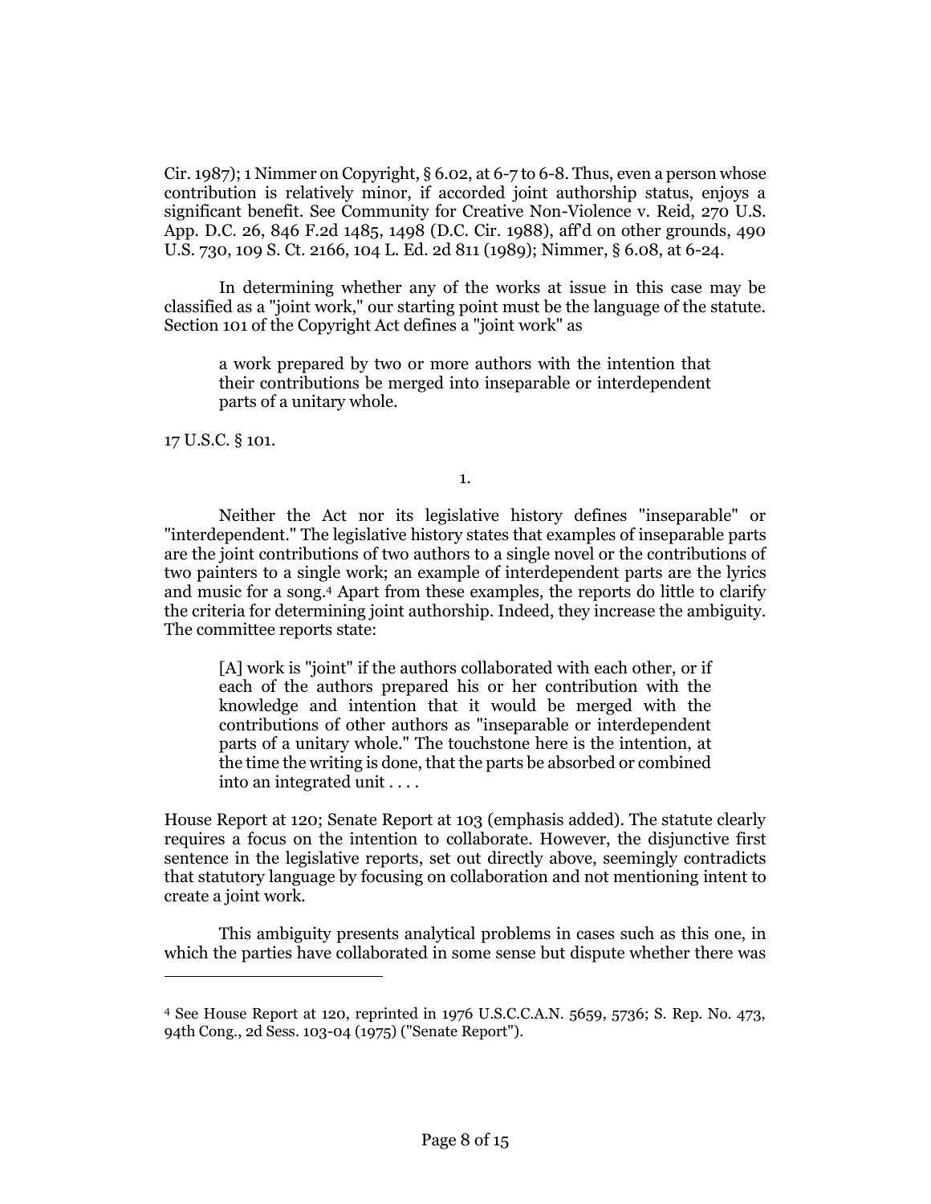Cir. 1987); 1 Nimmer on Copyright, § 6.02, at 6-7 to 6-8. Thus, even a person whose contribution is relatively minor, if accorded joint authorship status, enjoys a significant benefit. See Community for Creative Non-Violence v. Reid, 270 U.S. App. D.C. 26, 846 F.2d 1485, 1498 (D.C. Cir. 1988), aff'd on other grounds, 490 U.S. 730, 109 S. Ct. 2166, 104 L. Ed. 2d 811 (1989); Nimmer, § 6.08, at 6-24.

In determining whether any of the works at issue in this case may be classified as a "joint work," our starting point must be the language of the statute. Section 101 of the Copyright Act defines a "joint work" as

> a work prepared by two or more authors with the intention that their contributions be merged into inseparable or interdependent parts of a unitary whole.

17 U.S.C. § 101.

1.

Neither the Act nor its legislative history defines "inseparable" or "interdependent." The legislative history states that examples of inseparable parts are the joint contributions of two authors to a single novel or the contributions of two painters to a single work; an example of interdependent parts are the lyrics and music for a song.[4] Apart from these examples, the reports do little to clarify the criteria for determining joint authorship. Indeed, they increase the ambiguity. The committee reports state:

> [A] work is "joint" if the authors collaborated with each other, or if each of the authors prepared his or her contribution with the knowledge and intention that it would be merged with the contributions of other authors as "inseparable or interdependent parts of a unitary whole." The touchstone here is the intention, at the time the writing is done, that the parts be absorbed or combined into an integrated unit . . . .

House Report at 120; Senate Report at 103 (emphasis added). The statute clearly requires a focus on the intention to collaborate. However, the disjunctive first sentence in the legislative reports, set out directly above, seemingly contradicts that statutory language by focusing on collaboration and not mentioning intent to create a joint work.

This ambiguity presents analytical problems in cases such as this one, in which the parties have collaborated in some sense but dispute whether there was

---

[4] See House Report at 120, reprinted in 1976 U.S.C.C.A.N. 5659, 5736; S. Rep. No. 473, 94th Cong., 2d Sess. 103-04 (1975) ("Senate Report").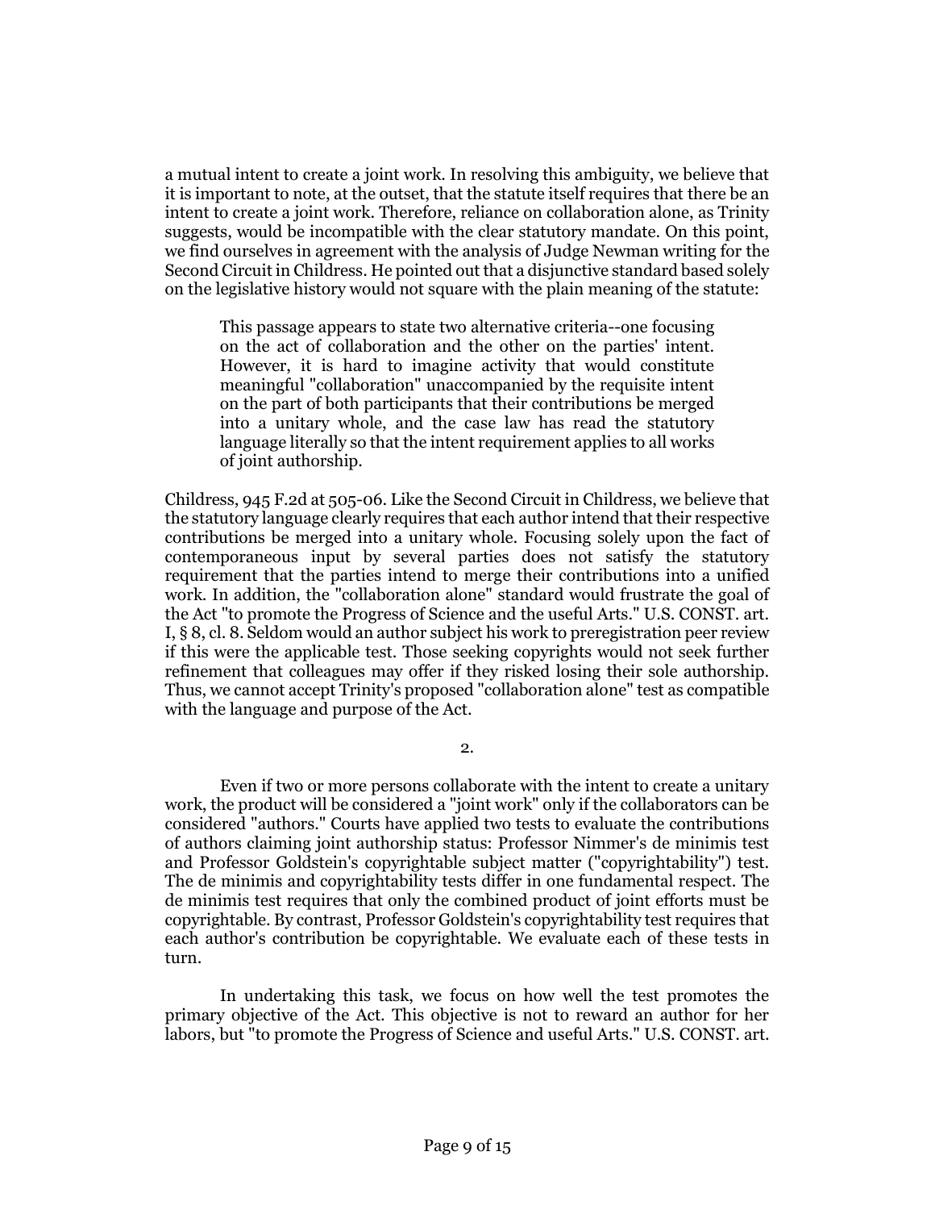a mutual intent to create a joint work. In resolving this ambiguity, we believe that it is important to note, at the outset, that the statute itself requires that there be an intent to create a joint work. Therefore, reliance on collaboration alone, as Trinity suggests, would be incompatible with the clear statutory mandate. On this point, we find ourselves in agreement with the analysis of Judge Newman writing for the Second Circuit in Childress. He pointed out that a disjunctive standard based solely on the legislative history would not square with the plain meaning of the statute:

> This passage appears to state two alternative criteria--one focusing on the act of collaboration and the other on the parties' intent. However, it is hard to imagine activity that would constitute meaningful "collaboration" unaccompanied by the requisite intent on the part of both participants that their contributions be merged into a unitary whole, and the case law has read the statutory language literally so that the intent requirement applies to all works of joint authorship.

Childress, 945 F.2d at 505-06. Like the Second Circuit in Childress, we believe that the statutory language clearly requires that each author intend that their respective contributions be merged into a unitary whole. Focusing solely upon the fact of contemporaneous input by several parties does not satisfy the statutory requirement that the parties intend to merge their contributions into a unified work. In addition, the "collaboration alone" standard would frustrate the goal of the Act "to promote the Progress of Science and the useful Arts." U.S. CONST. art. I, § 8, cl. 8. Seldom would an author subject his work to preregistration peer review if this were the applicable test. Those seeking copyrights would not seek further refinement that colleagues may offer if they risked losing their sole authorship. Thus, we cannot accept Trinity's proposed "collaboration alone" test as compatible with the language and purpose of the Act.

2.

Even if two or more persons collaborate with the intent to create a unitary work, the product will be considered a "joint work" only if the collaborators can be considered "authors." Courts have applied two tests to evaluate the contributions of authors claiming joint authorship status: Professor Nimmer's de minimis test and Professor Goldstein's copyrightable subject matter ("copyrightability") test. The de minimis and copyrightability tests differ in one fundamental respect. The de minimis test requires that only the combined product of joint efforts must be copyrightable. By contrast, Professor Goldstein's copyrightability test requires that each author's contribution be copyrightable. We evaluate each of these tests in turn.

In undertaking this task, we focus on how well the test promotes the primary objective of the Act. This objective is not to reward an author for her labors, but "to promote the Progress of Science and useful Arts." U.S. CONST. art.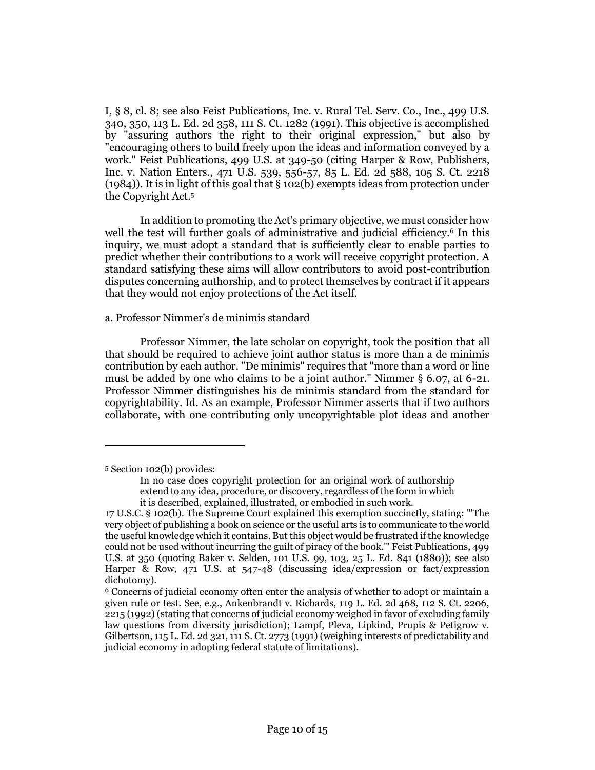I, § 8, cl. 8; see also Feist Publications, Inc. v. Rural Tel. Serv. Co., Inc., 499 U.S. 340, 350, 113 L. Ed. 2d 358, 111 S. Ct. 1282 (1991). This objective is accomplished by "assuring authors the right to their original expression," but also by "encouraging others to build freely upon the ideas and information conveyed by a work." Feist Publications, 499 U.S. at 349-50 (citing Harper & Row, Publishers, Inc. v. Nation Enters., 471 U.S. 539, 556-57, 85 L. Ed. 2d 588, 105 S. Ct. 2218 (1984)). It is in light of this goal that § 102(b) exempts ideas from protection under the Copyright Act.[5]

In addition to promoting the Act's primary objective, we must consider how well the test will further goals of administrative and judicial efficiency.[6] In this inquiry, we must adopt a standard that is sufficiently clear to enable parties to predict whether their contributions to a work will receive copyright protection. A standard satisfying these aims will allow contributors to avoid post-contribution disputes concerning authorship, and to protect themselves by contract if it appears that they would not enjoy protections of the Act itself.

a. Professor Nimmer's de minimis standard

Professor Nimmer, the late scholar on copyright, took the position that all that should be required to achieve joint author status is more than a de minimis contribution by each author. "De minimis" requires that "more than a word or line must be added by one who claims to be a joint author." Nimmer § 6.07, at 6-21. Professor Nimmer distinguishes his de minimis standard from the standard for copyrightability. Id. As an example, Professor Nimmer asserts that if two authors collaborate, with one contributing only uncopyrightable plot ideas and another

---

[5] Section 102(b) provides:

> In no case does copyright protection for an original work of authorship extend to any idea, procedure, or discovery, regardless of the form in which it is described, explained, illustrated, or embodied in such work.

17 U.S.C. § 102(b). The Supreme Court explained this exemption succinctly, stating: "'The very object of publishing a book on science or the useful arts is to communicate to the world the useful knowledge which it contains. But this object would be frustrated if the knowledge could not be used without incurring the guilt of piracy of the book.'" Feist Publications, 499 U.S. at 350 (quoting Baker v. Selden, 101 U.S. 99, 103, 25 L. Ed. 841 (1880)); see also Harper & Row, 471 U.S. at 547-48 (discussing idea/expression or fact/expression dichotomy).

[6] Concerns of judicial economy often enter the analysis of whether to adopt or maintain a given rule or test. See, e.g., Ankenbrandt v. Richards, 119 L. Ed. 2d 468, 112 S. Ct. 2206, 2215 (1992) (stating that concerns of judicial economy weighed in favor of excluding family law questions from diversity jurisdiction); Lampf, Pleva, Lipkind, Prupis & Petigrow v. Gilbertson, 115 L. Ed. 2d 321, 111 S. Ct. 2773 (1991) (weighing interests of predictability and judicial economy in adopting federal statute of limitations).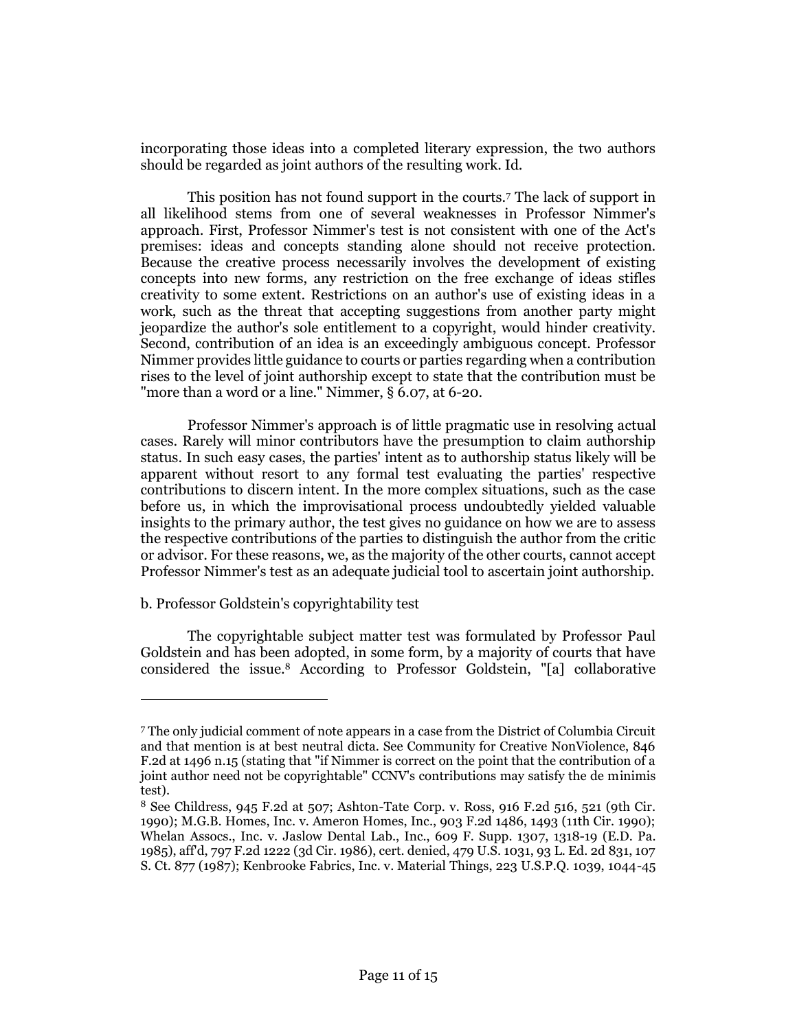incorporating those ideas into a completed literary expression, the two authors should be regarded as joint authors of the resulting work. Id.

This position has not found support in the courts.[7] The lack of support in all likelihood stems from one of several weaknesses in Professor Nimmer's approach. First, Professor Nimmer's test is not consistent with one of the Act's premises: ideas and concepts standing alone should not receive protection. Because the creative process necessarily involves the development of existing concepts into new forms, any restriction on the free exchange of ideas stifles creativity to some extent. Restrictions on an author's use of existing ideas in a work, such as the threat that accepting suggestions from another party might jeopardize the author's sole entitlement to a copyright, would hinder creativity. Second, contribution of an idea is an exceedingly ambiguous concept. Professor Nimmer provides little guidance to courts or parties regarding when a contribution rises to the level of joint authorship except to state that the contribution must be "more than a word or a line." Nimmer, § 6.07, at 6-20.

Professor Nimmer's approach is of little pragmatic use in resolving actual cases. Rarely will minor contributors have the presumption to claim authorship status. In such easy cases, the parties' intent as to authorship status likely will be apparent without resort to any formal test evaluating the parties' respective contributions to discern intent. In the more complex situations, such as the case before us, in which the improvisational process undoubtedly yielded valuable insights to the primary author, the test gives no guidance on how we are to assess the respective contributions of the parties to distinguish the author from the critic or advisor. For these reasons, we, as the majority of the other courts, cannot accept Professor Nimmer's test as an adequate judicial tool to ascertain joint authorship.

b. Professor Goldstein's copyrightability test

The copyrightable subject matter test was formulated by Professor Paul Goldstein and has been adopted, in some form, by a majority of courts that have considered the issue.[8] According to Professor Goldstein, "[a] collaborative

---

[7] The only judicial comment of note appears in a case from the District of Columbia Circuit and that mention is at best neutral dicta. See Community for Creative NonViolence, 846 F.2d at 1496 n.15 (stating that "if Nimmer is correct on the point that the contribution of a joint author need not be copyrightable" CCNV's contributions may satisfy the de minimis test).

[8] See Childress, 945 F.2d at 507; Ashton-Tate Corp. v. Ross, 916 F.2d 516, 521 (9th Cir. 1990); M.G.B. Homes, Inc. v. Ameron Homes, Inc., 903 F.2d 1486, 1493 (11th Cir. 1990); Whelan Assocs., Inc. v. Jaslow Dental Lab., Inc., 609 F. Supp. 1307, 1318-19 (E.D. Pa. 1985), aff'd, 797 F.2d 1222 (3d Cir. 1986), cert. denied, 479 U.S. 1031, 93 L. Ed. 2d 831, 107 S. Ct. 877 (1987); Kenbrooke Fabrics, Inc. v. Material Things, 223 U.S.P.Q. 1039, 1044-45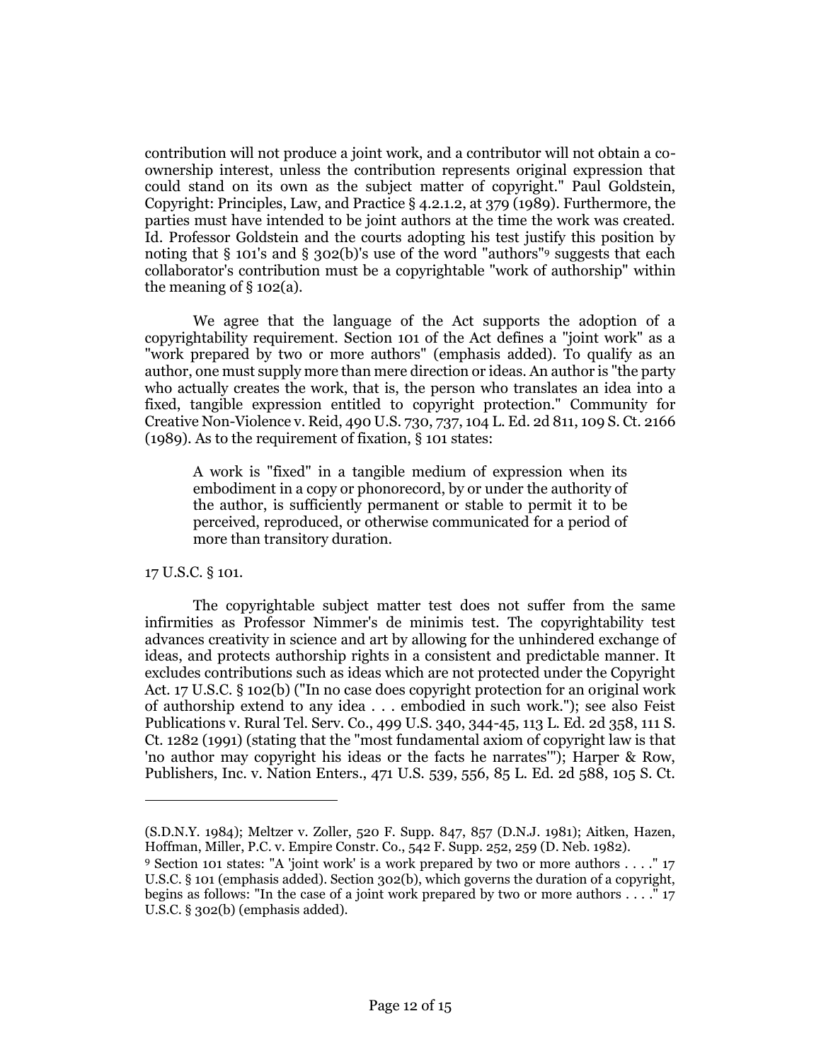contribution will not produce a joint work, and a contributor will not obtain a co-ownership interest, unless the contribution represents original expression that could stand on its own as the subject matter of copyright." Paul Goldstein, Copyright: Principles, Law, and Practice § 4.2.1.2, at 379 (1989). Furthermore, the parties must have intended to be joint authors at the time the work was created. Id. Professor Goldstein and the courts adopting his test justify this position by noting that § 101's and § 302(b)'s use of the word "authors"[9] suggests that each collaborator's contribution must be a copyrightable "work of authorship" within the meaning of § 102(a).

We agree that the language of the Act supports the adoption of a copyrightability requirement. Section 101 of the Act defines a "joint work" as a "work prepared by two or more authors" (emphasis added). To qualify as an author, one must supply more than mere direction or ideas. An author is "the party who actually creates the work, that is, the person who translates an idea into a fixed, tangible expression entitled to copyright protection." Community for Creative Non-Violence v. Reid, 490 U.S. 730, 737, 104 L. Ed. 2d 811, 109 S. Ct. 2166 (1989). As to the requirement of fixation, § 101 states:

> A work is "fixed" in a tangible medium of expression when its embodiment in a copy or phonorecord, by or under the authority of the author, is sufficiently permanent or stable to permit it to be perceived, reproduced, or otherwise communicated for a period of more than transitory duration.

17 U.S.C. § 101.

The copyrightable subject matter test does not suffer from the same infirmities as Professor Nimmer's de minimis test. The copyrightability test advances creativity in science and art by allowing for the unhindered exchange of ideas, and protects authorship rights in a consistent and predictable manner. It excludes contributions such as ideas which are not protected under the Copyright Act. 17 U.S.C. § 102(b) ("In no case does copyright protection for an original work of authorship extend to any idea . . . embodied in such work."); see also Feist Publications v. Rural Tel. Serv. Co., 499 U.S. 340, 344-45, 113 L. Ed. 2d 358, 111 S. Ct. 1282 (1991) (stating that the "most fundamental axiom of copyright law is that 'no author may copyright his ideas or the facts he narrates'"); Harper & Row, Publishers, Inc. v. Nation Enters., 471 U.S. 539, 556, 85 L. Ed. 2d 588, 105 S. Ct.

---

(S.D.N.Y. 1984); Meltzer v. Zoller, 520 F. Supp. 847, 857 (D.N.J. 1981); Aitken, Hazen, Hoffman, Miller, P.C. v. Empire Constr. Co., 542 F. Supp. 252, 259 (D. Neb. 1982).

[9] Section 101 states: "A 'joint work' is a work prepared by two or more authors . . . ." 17 U.S.C. § 101 (emphasis added). Section 302(b), which governs the duration of a copyright, begins as follows: "In the case of a joint work prepared by two or more authors . . . ." 17 U.S.C. § 302(b) (emphasis added).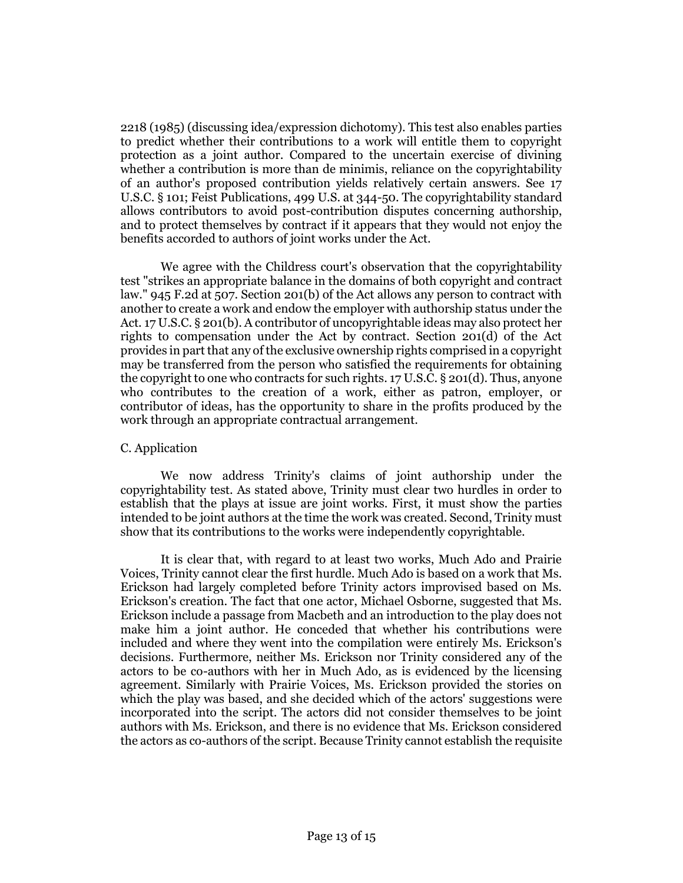2218 (1985) (discussing idea/expression dichotomy). This test also enables parties to predict whether their contributions to a work will entitle them to copyright protection as a joint author. Compared to the uncertain exercise of divining whether a contribution is more than de minimis, reliance on the copyrightability of an author's proposed contribution yields relatively certain answers. See 17 U.S.C. § 101; Feist Publications, 499 U.S. at 344-50. The copyrightability standard allows contributors to avoid post-contribution disputes concerning authorship, and to protect themselves by contract if it appears that they would not enjoy the benefits accorded to authors of joint works under the Act.

We agree with the Childress court's observation that the copyrightability test "strikes an appropriate balance in the domains of both copyright and contract law." 945 F.2d at 507. Section 201(b) of the Act allows any person to contract with another to create a work and endow the employer with authorship status under the Act. 17 U.S.C. § 201(b). A contributor of uncopyrightable ideas may also protect her rights to compensation under the Act by contract. Section 201(d) of the Act provides in part that any of the exclusive ownership rights comprised in a copyright may be transferred from the person who satisfied the requirements for obtaining the copyright to one who contracts for such rights. 17 U.S.C. § 201(d). Thus, anyone who contributes to the creation of a work, either as patron, employer, or contributor of ideas, has the opportunity to share in the profits produced by the work through an appropriate contractual arrangement.

C. Application

We now address Trinity's claims of joint authorship under the copyrightability test. As stated above, Trinity must clear two hurdles in order to establish that the plays at issue are joint works. First, it must show the parties intended to be joint authors at the time the work was created. Second, Trinity must show that its contributions to the works were independently copyrightable.

It is clear that, with regard to at least two works, Much Ado and Prairie Voices, Trinity cannot clear the first hurdle. Much Ado is based on a work that Ms. Erickson had largely completed before Trinity actors improvised based on Ms. Erickson's creation. The fact that one actor, Michael Osborne, suggested that Ms. Erickson include a passage from Macbeth and an introduction to the play does not make him a joint author. He conceded that whether his contributions were included and where they went into the compilation were entirely Ms. Erickson's decisions. Furthermore, neither Ms. Erickson nor Trinity considered any of the actors to be co-authors with her in Much Ado, as is evidenced by the licensing agreement. Similarly with Prairie Voices, Ms. Erickson provided the stories on which the play was based, and she decided which of the actors' suggestions were incorporated into the script. The actors did not consider themselves to be joint authors with Ms. Erickson, and there is no evidence that Ms. Erickson considered the actors as co-authors of the script. Because Trinity cannot establish the requisite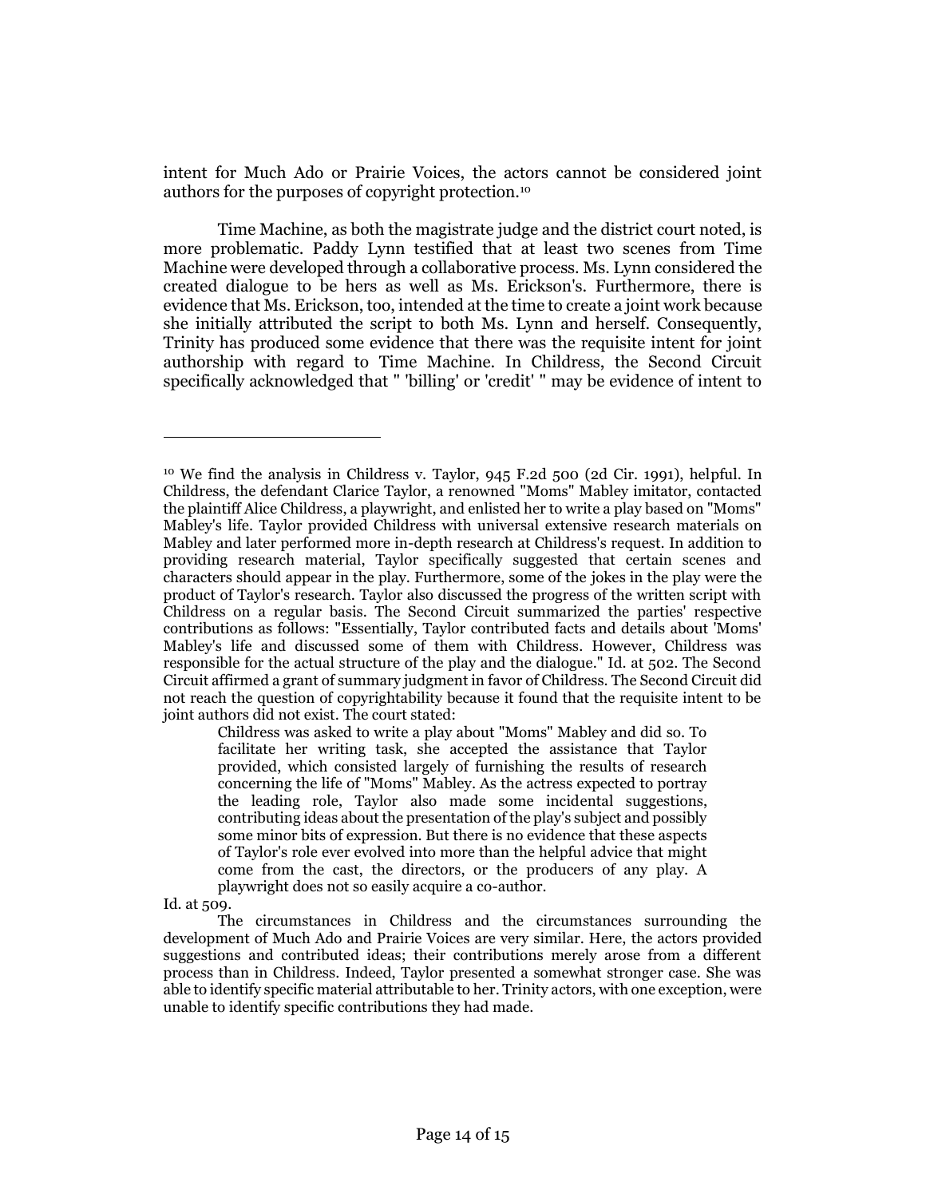intent for Much Ado or Prairie Voices, the actors cannot be considered joint authors for the purposes of copyright protection.[10]

Time Machine, as both the magistrate judge and the district court noted, is more problematic. Paddy Lynn testified that at least two scenes from Time Machine were developed through a collaborative process. Ms. Lynn considered the created dialogue to be hers as well as Ms. Erickson's. Furthermore, there is evidence that Ms. Erickson, too, intended at the time to create a joint work because she initially attributed the script to both Ms. Lynn and herself. Consequently, Trinity has produced some evidence that there was the requisite intent for joint authorship with regard to Time Machine. In Childress, the Second Circuit specifically acknowledged that " 'billing' or 'credit' " may be evidence of intent to

---

[10] We find the analysis in Childress v. Taylor, 945 F.2d 500 (2d Cir. 1991), helpful. In Childress, the defendant Clarice Taylor, a renowned "Moms" Mabley imitator, contacted the plaintiff Alice Childress, a playwright, and enlisted her to write a play based on "Moms" Mabley's life. Taylor provided Childress with universal extensive research materials on Mabley and later performed more in-depth research at Childress's request. In addition to providing research material, Taylor specifically suggested that certain scenes and characters should appear in the play. Furthermore, some of the jokes in the play were the product of Taylor's research. Taylor also discussed the progress of the written script with Childress on a regular basis. The Second Circuit summarized the parties' respective contributions as follows: "Essentially, Taylor contributed facts and details about 'Moms' Mabley's life and discussed some of them with Childress. However, Childress was responsible for the actual structure of the play and the dialogue." Id. at 502. The Second Circuit affirmed a grant of summary judgment in favor of Childress. The Second Circuit did not reach the question of copyrightability because it found that the requisite intent to be joint authors did not exist. The court stated:

> Childress was asked to write a play about "Moms" Mabley and did so. To facilitate her writing task, she accepted the assistance that Taylor provided, which consisted largely of furnishing the results of research concerning the life of "Moms" Mabley. As the actress expected to portray the leading role, Taylor also made some incidental suggestions, contributing ideas about the presentation of the play's subject and possibly some minor bits of expression. But there is no evidence that these aspects of Taylor's role ever evolved into more than the helpful advice that might come from the cast, the directors, or the producers of any play. A playwright does not so easily acquire a co-author.

Id. at 509.

The circumstances in Childress and the circumstances surrounding the development of Much Ado and Prairie Voices are very similar. Here, the actors provided suggestions and contributed ideas; their contributions merely arose from a different process than in Childress. Indeed, Taylor presented a somewhat stronger case. She was able to identify specific material attributable to her. Trinity actors, with one exception, were unable to identify specific contributions they had made.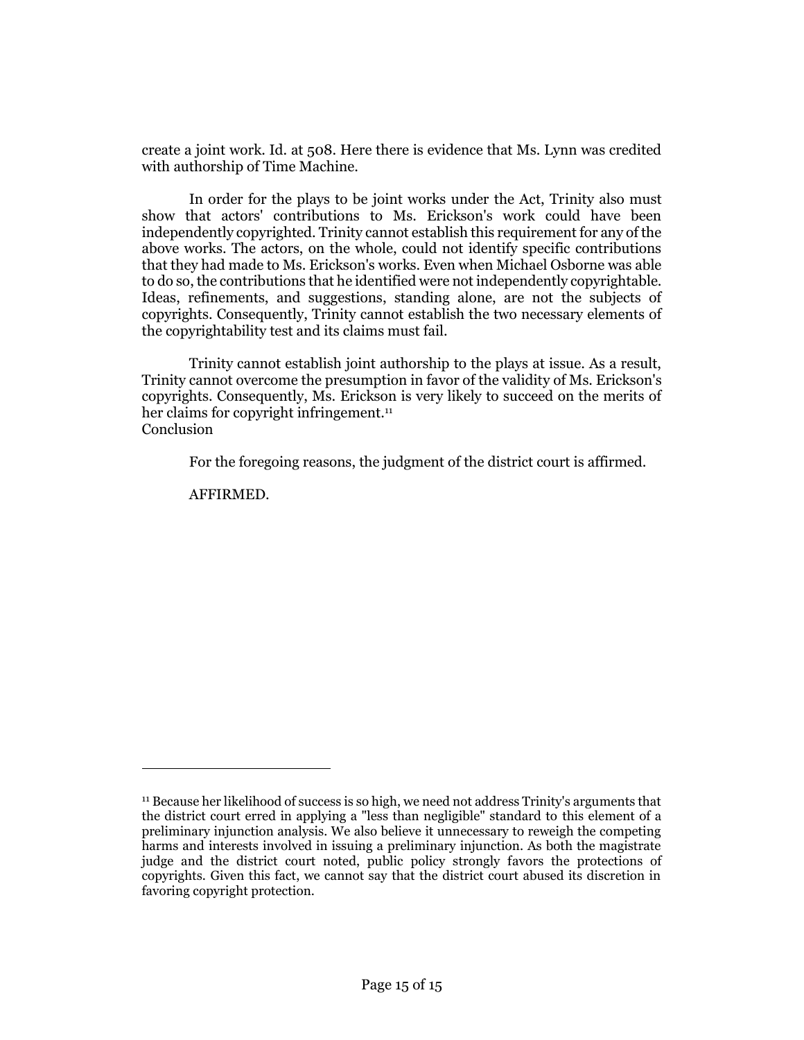create a joint work. Id. at 508. Here there is evidence that Ms. Lynn was credited with authorship of Time Machine.

In order for the plays to be joint works under the Act, Trinity also must show that actors' contributions to Ms. Erickson's work could have been independently copyrighted. Trinity cannot establish this requirement for any of the above works. The actors, on the whole, could not identify specific contributions that they had made to Ms. Erickson's works. Even when Michael Osborne was able to do so, the contributions that he identified were not independently copyrightable. Ideas, refinements, and suggestions, standing alone, are not the subjects of copyrights. Consequently, Trinity cannot establish the two necessary elements of the copyrightability test and its claims must fail.

Trinity cannot establish joint authorship to the plays at issue. As a result, Trinity cannot overcome the presumption in favor of the validity of Ms. Erickson's copyrights. Consequently, Ms. Erickson is very likely to succeed on the merits of her claims for copyright infringement.[11]

## Conclusion

For the foregoing reasons, the judgment of the district court is affirmed.

AFFIRMED.

---

[11] Because her likelihood of success is so high, we need not address Trinity's arguments that the district court erred in applying a "less than negligible" standard to this element of a preliminary injunction analysis. We also believe it unnecessary to reweigh the competing harms and interests involved in issuing a preliminary injunction. As both the magistrate judge and the district court noted, public policy strongly favors the protections of copyrights. Given this fact, we cannot say that the district court abused its discretion in favoring copyright protection.